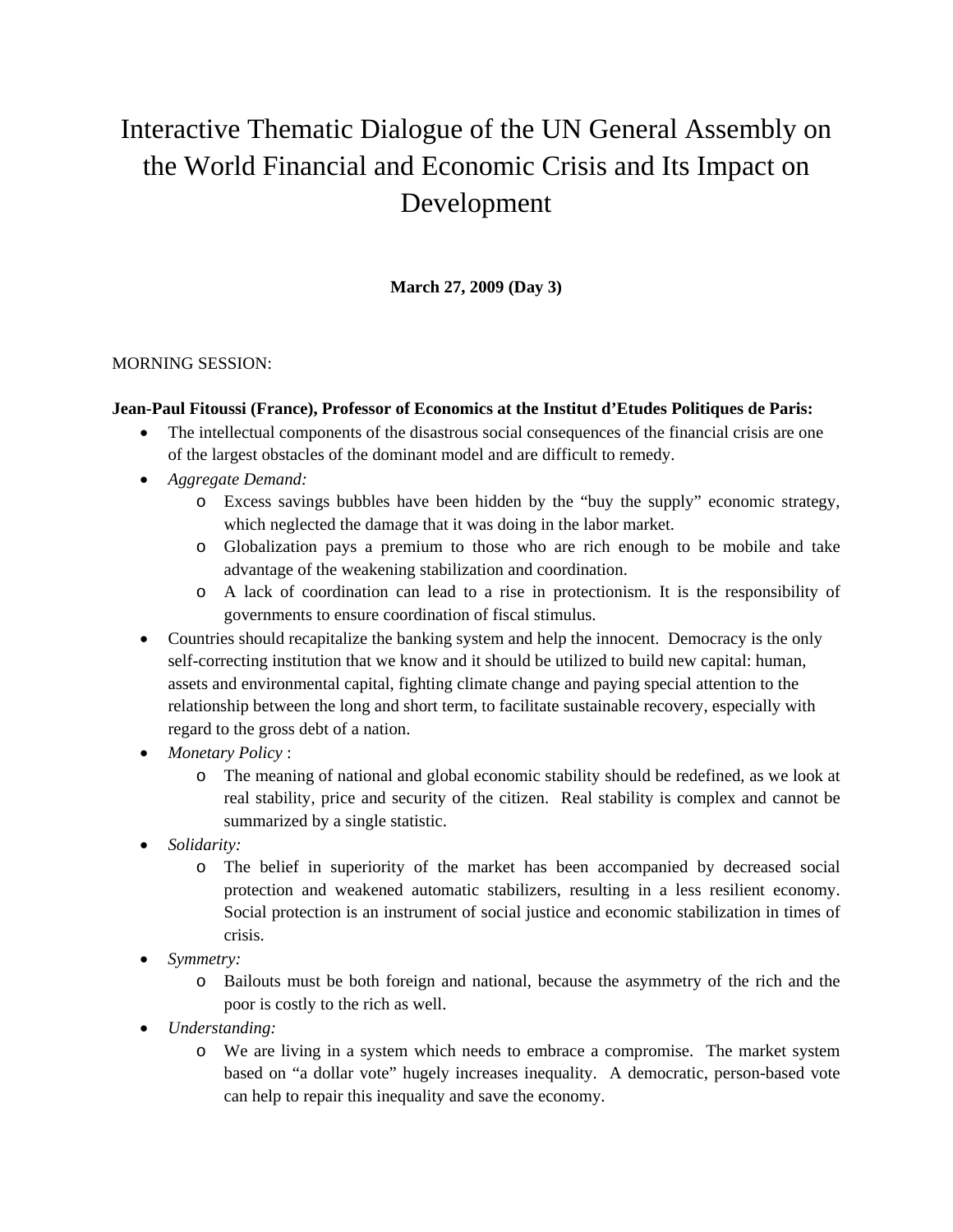# Interactive Thematic Dialogue of the UN General Assembly on the World Financial and Economic Crisis and Its Impact on Development

**March 27, 2009 (Day 3)**

MORNING SESSION:

**Jean-Paul Fitoussi (France), Professor of Economics at the Institut d'Etudes Politiques de Paris:**

- The intellectual components of the disastrous social consequences of the financial crisis are one of the largest obstacles of the dominant model and are difficult to remedy.
- *Aggregate Demand:*
  - Excess savings bubbles have been hidden by the "buy the supply" economic strategy, which neglected the damage that it was doing in the labor market.
  - Globalization pays a premium to those who are rich enough to be mobile and take advantage of the weakening stabilization and coordination.
  - A lack of coordination can lead to a rise in protectionism. It is the responsibility of governments to ensure coordination of fiscal stimulus.
- Countries should recapitalize the banking system and help the innocent. Democracy is the only self-correcting institution that we know and it should be utilized to build new capital: human, assets and environmental capital, fighting climate change and paying special attention to the relationship between the long and short term, to facilitate sustainable recovery, especially with regard to the gross debt of a nation.
- *Monetary Policy* :
  - The meaning of national and global economic stability should be redefined, as we look at real stability, price and security of the citizen. Real stability is complex and cannot be summarized by a single statistic.
- *Solidarity:*
  - The belief in superiority of the market has been accompanied by decreased social protection and weakened automatic stabilizers, resulting in a less resilient economy. Social protection is an instrument of social justice and economic stabilization in times of crisis.
- *Symmetry:*
  - Bailouts must be both foreign and national, because the asymmetry of the rich and the poor is costly to the rich as well.
- *Understanding:*
  - We are living in a system which needs to embrace a compromise. The market system based on "a dollar vote" hugely increases inequality. A democratic, person-based vote can help to repair this inequality and save the economy.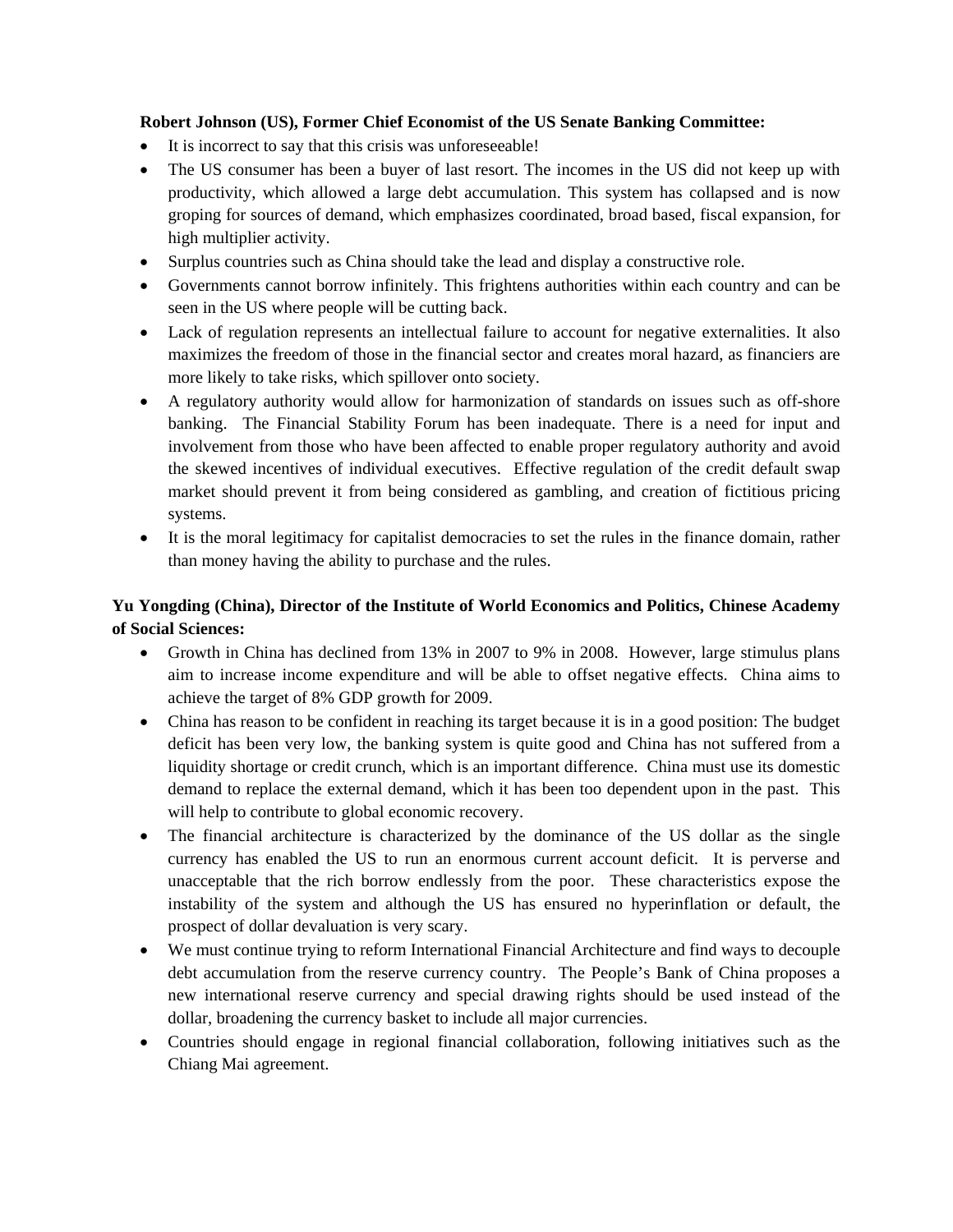**Robert Johnson (US), Former Chief Economist of the US Senate Banking Committee:**

- It is incorrect to say that this crisis was unforeseeable!
- The US consumer has been a buyer of last resort. The incomes in the US did not keep up with productivity, which allowed a large debt accumulation. This system has collapsed and is now groping for sources of demand, which emphasizes coordinated, broad based, fiscal expansion, for high multiplier activity.
- Surplus countries such as China should take the lead and display a constructive role.
- Governments cannot borrow infinitely. This frightens authorities within each country and can be seen in the US where people will be cutting back.
- Lack of regulation represents an intellectual failure to account for negative externalities. It also maximizes the freedom of those in the financial sector and creates moral hazard, as financiers are more likely to take risks, which spillover onto society.
- A regulatory authority would allow for harmonization of standards on issues such as off-shore banking. The Financial Stability Forum has been inadequate. There is a need for input and involvement from those who have been affected to enable proper regulatory authority and avoid the skewed incentives of individual executives. Effective regulation of the credit default swap market should prevent it from being considered as gambling, and creation of fictitious pricing systems.
- It is the moral legitimacy for capitalist democracies to set the rules in the finance domain, rather than money having the ability to purchase and the rules.

**Yu Yongding (China), Director of the Institute of World Economics and Politics, Chinese Academy of Social Sciences:**

- Growth in China has declined from 13% in 2007 to 9% in 2008. However, large stimulus plans aim to increase income expenditure and will be able to offset negative effects. China aims to achieve the target of 8% GDP growth for 2009.
- China has reason to be confident in reaching its target because it is in a good position: The budget deficit has been very low, the banking system is quite good and China has not suffered from a liquidity shortage or credit crunch, which is an important difference. China must use its domestic demand to replace the external demand, which it has been too dependent upon in the past. This will help to contribute to global economic recovery.
- The financial architecture is characterized by the dominance of the US dollar as the single currency has enabled the US to run an enormous current account deficit. It is perverse and unacceptable that the rich borrow endlessly from the poor. These characteristics expose the instability of the system and although the US has ensured no hyperinflation or default, the prospect of dollar devaluation is very scary.
- We must continue trying to reform International Financial Architecture and find ways to decouple debt accumulation from the reserve currency country. The People's Bank of China proposes a new international reserve currency and special drawing rights should be used instead of the dollar, broadening the currency basket to include all major currencies.
- Countries should engage in regional financial collaboration, following initiatives such as the Chiang Mai agreement.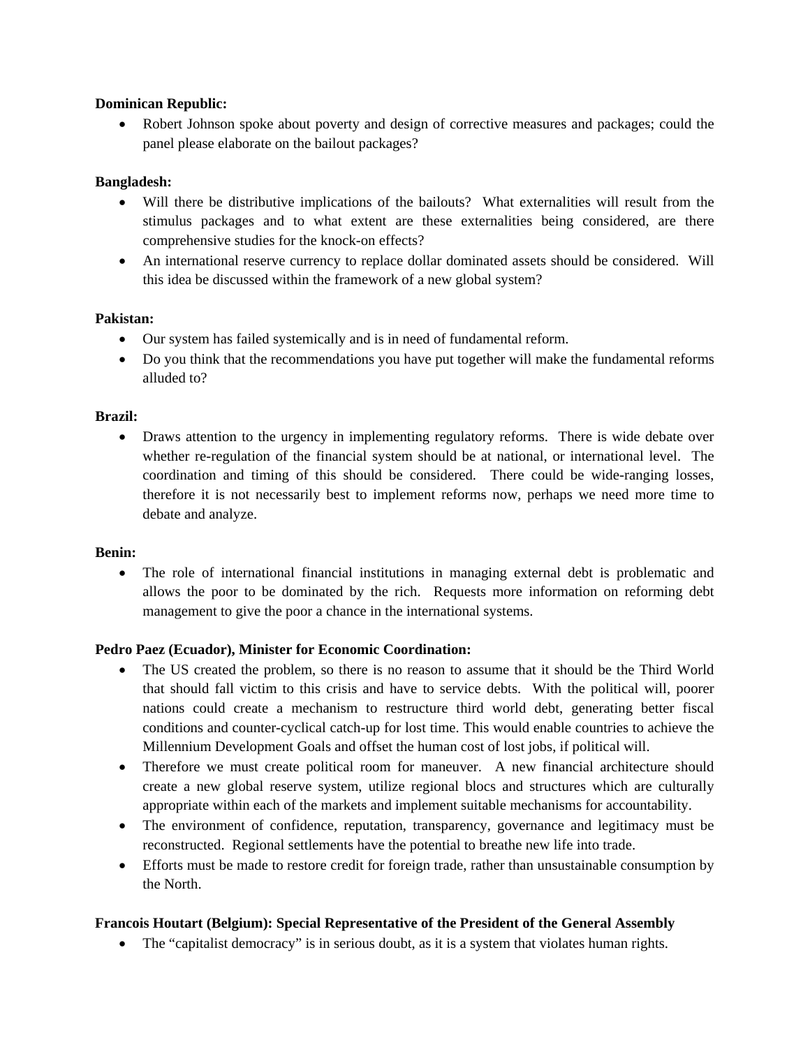**Dominican Republic:**

- Robert Johnson spoke about poverty and design of corrective measures and packages; could the panel please elaborate on the bailout packages?

**Bangladesh:**

- Will there be distributive implications of the bailouts? What externalities will result from the stimulus packages and to what extent are these externalities being considered, are there comprehensive studies for the knock-on effects?
- An international reserve currency to replace dollar dominated assets should be considered. Will this idea be discussed within the framework of a new global system?

**Pakistan:**

- Our system has failed systemically and is in need of fundamental reform.
- Do you think that the recommendations you have put together will make the fundamental reforms alluded to?

**Brazil:**

- Draws attention to the urgency in implementing regulatory reforms. There is wide debate over whether re-regulation of the financial system should be at national, or international level. The coordination and timing of this should be considered. There could be wide-ranging losses, therefore it is not necessarily best to implement reforms now, perhaps we need more time to debate and analyze.

**Benin:**

- The role of international financial institutions in managing external debt is problematic and allows the poor to be dominated by the rich. Requests more information on reforming debt management to give the poor a chance in the international systems.

**Pedro Paez (Ecuador), Minister for Economic Coordination:**

- The US created the problem, so there is no reason to assume that it should be the Third World that should fall victim to this crisis and have to service debts. With the political will, poorer nations could create a mechanism to restructure third world debt, generating better fiscal conditions and counter-cyclical catch-up for lost time. This would enable countries to achieve the Millennium Development Goals and offset the human cost of lost jobs, if political will.
- Therefore we must create political room for maneuver. A new financial architecture should create a new global reserve system, utilize regional blocs and structures which are culturally appropriate within each of the markets and implement suitable mechanisms for accountability.
- The environment of confidence, reputation, transparency, governance and legitimacy must be reconstructed. Regional settlements have the potential to breathe new life into trade.
- Efforts must be made to restore credit for foreign trade, rather than unsustainable consumption by the North.

**Francois Houtart (Belgium): Special Representative of the President of the General Assembly**

- The "capitalist democracy" is in serious doubt, as it is a system that violates human rights.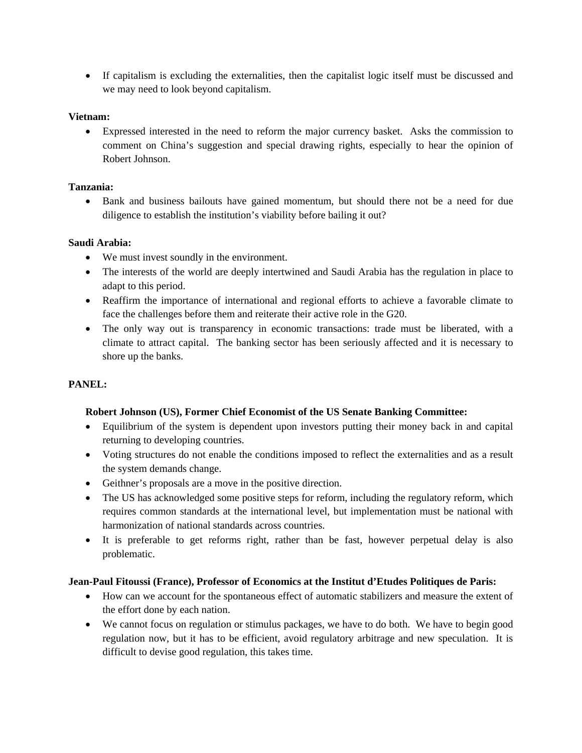- If capitalism is excluding the externalities, then the capitalist logic itself must be discussed and we may need to look beyond capitalism.

**Vietnam:**

- Expressed interested in the need to reform the major currency basket. Asks the commission to comment on China's suggestion and special drawing rights, especially to hear the opinion of Robert Johnson.

**Tanzania:**

- Bank and business bailouts have gained momentum, but should there not be a need for due diligence to establish the institution's viability before bailing it out?

**Saudi Arabia:**

- We must invest soundly in the environment.
- The interests of the world are deeply intertwined and Saudi Arabia has the regulation in place to adapt to this period.
- Reaffirm the importance of international and regional efforts to achieve a favorable climate to face the challenges before them and reiterate their active role in the G20.
- The only way out is transparency in economic transactions: trade must be liberated, with a climate to attract capital. The banking sector has been seriously affected and it is necessary to shore up the banks.

**PANEL:**

**Robert Johnson (US), Former Chief Economist of the US Senate Banking Committee:**

- Equilibrium of the system is dependent upon investors putting their money back in and capital returning to developing countries.
- Voting structures do not enable the conditions imposed to reflect the externalities and as a result the system demands change.
- Geithner's proposals are a move in the positive direction.
- The US has acknowledged some positive steps for reform, including the regulatory reform, which requires common standards at the international level, but implementation must be national with harmonization of national standards across countries.
- It is preferable to get reforms right, rather than be fast, however perpetual delay is also problematic.

**Jean-Paul Fitoussi (France), Professor of Economics at the Institut d'Etudes Politiques de Paris:**

- How can we account for the spontaneous effect of automatic stabilizers and measure the extent of the effort done by each nation.
- We cannot focus on regulation or stimulus packages, we have to do both. We have to begin good regulation now, but it has to be efficient, avoid regulatory arbitrage and new speculation. It is difficult to devise good regulation, this takes time.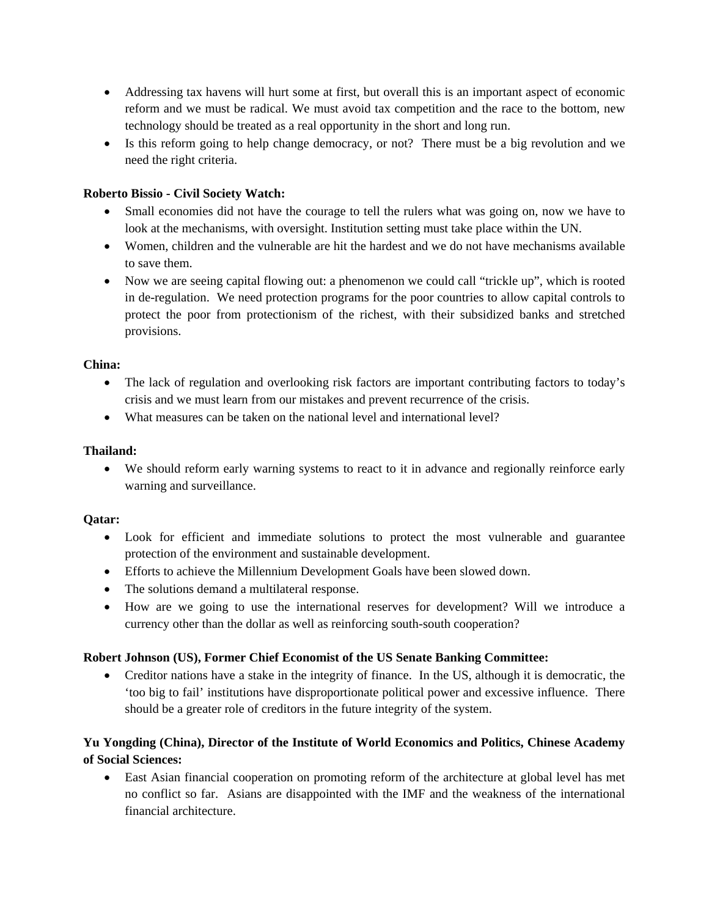- Addressing tax havens will hurt some at first, but overall this is an important aspect of economic reform and we must be radical. We must avoid tax competition and the race to the bottom, new technology should be treated as a real opportunity in the short and long run.
- Is this reform going to help change democracy, or not? There must be a big revolution and we need the right criteria.

**Roberto Bissio - Civil Society Watch:**

- Small economies did not have the courage to tell the rulers what was going on, now we have to look at the mechanisms, with oversight. Institution setting must take place within the UN.
- Women, children and the vulnerable are hit the hardest and we do not have mechanisms available to save them.
- Now we are seeing capital flowing out: a phenomenon we could call "trickle up", which is rooted in de-regulation. We need protection programs for the poor countries to allow capital controls to protect the poor from protectionism of the richest, with their subsidized banks and stretched provisions.

**China:**

- The lack of regulation and overlooking risk factors are important contributing factors to today's crisis and we must learn from our mistakes and prevent recurrence of the crisis.
- What measures can be taken on the national level and international level?

**Thailand:**

- We should reform early warning systems to react to it in advance and regionally reinforce early warning and surveillance.

**Qatar:**

- Look for efficient and immediate solutions to protect the most vulnerable and guarantee protection of the environment and sustainable development.
- Efforts to achieve the Millennium Development Goals have been slowed down.
- The solutions demand a multilateral response.
- How are we going to use the international reserves for development? Will we introduce a currency other than the dollar as well as reinforcing south-south cooperation?

**Robert Johnson (US), Former Chief Economist of the US Senate Banking Committee:**

- Creditor nations have a stake in the integrity of finance. In the US, although it is democratic, the 'too big to fail' institutions have disproportionate political power and excessive influence. There should be a greater role of creditors in the future integrity of the system.

**Yu Yongding (China), Director of the Institute of World Economics and Politics, Chinese Academy of Social Sciences:**

- East Asian financial cooperation on promoting reform of the architecture at global level has met no conflict so far. Asians are disappointed with the IMF and the weakness of the international financial architecture.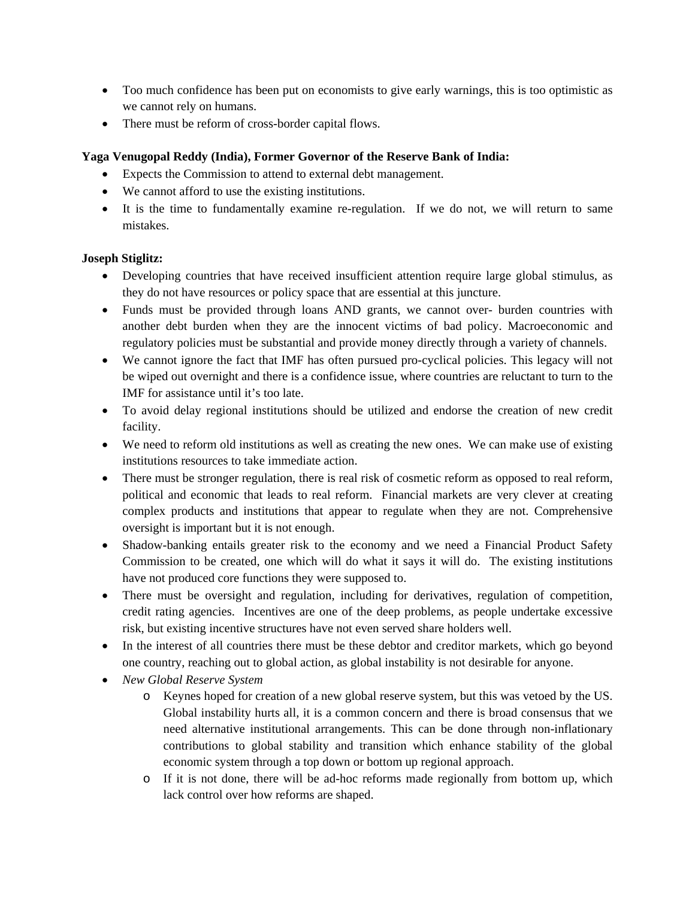- Too much confidence has been put on economists to give early warnings, this is too optimistic as we cannot rely on humans.
- There must be reform of cross-border capital flows.

**Yaga Venugopal Reddy (India), Former Governor of the Reserve Bank of India:**

- Expects the Commission to attend to external debt management.
- We cannot afford to use the existing institutions.
- It is the time to fundamentally examine re-regulation. If we do not, we will return to same mistakes.

**Joseph Stiglitz:**

- Developing countries that have received insufficient attention require large global stimulus, as they do not have resources or policy space that are essential at this juncture.
- Funds must be provided through loans AND grants, we cannot over- burden countries with another debt burden when they are the innocent victims of bad policy. Macroeconomic and regulatory policies must be substantial and provide money directly through a variety of channels.
- We cannot ignore the fact that IMF has often pursued pro-cyclical policies. This legacy will not be wiped out overnight and there is a confidence issue, where countries are reluctant to turn to the IMF for assistance until it's too late.
- To avoid delay regional institutions should be utilized and endorse the creation of new credit facility.
- We need to reform old institutions as well as creating the new ones. We can make use of existing institutions resources to take immediate action.
- There must be stronger regulation, there is real risk of cosmetic reform as opposed to real reform, political and economic that leads to real reform. Financial markets are very clever at creating complex products and institutions that appear to regulate when they are not. Comprehensive oversight is important but it is not enough.
- Shadow-banking entails greater risk to the economy and we need a Financial Product Safety Commission to be created, one which will do what it says it will do. The existing institutions have not produced core functions they were supposed to.
- There must be oversight and regulation, including for derivatives, regulation of competition, credit rating agencies. Incentives are one of the deep problems, as people undertake excessive risk, but existing incentive structures have not even served share holders well.
- In the interest of all countries there must be these debtor and creditor markets, which go beyond one country, reaching out to global action, as global instability is not desirable for anyone.
- *New Global Reserve System*
  - Keynes hoped for creation of a new global reserve system, but this was vetoed by the US. Global instability hurts all, it is a common concern and there is broad consensus that we need alternative institutional arrangements. This can be done through non-inflationary contributions to global stability and transition which enhance stability of the global economic system through a top down or bottom up regional approach.
  - If it is not done, there will be ad-hoc reforms made regionally from bottom up, which lack control over how reforms are shaped.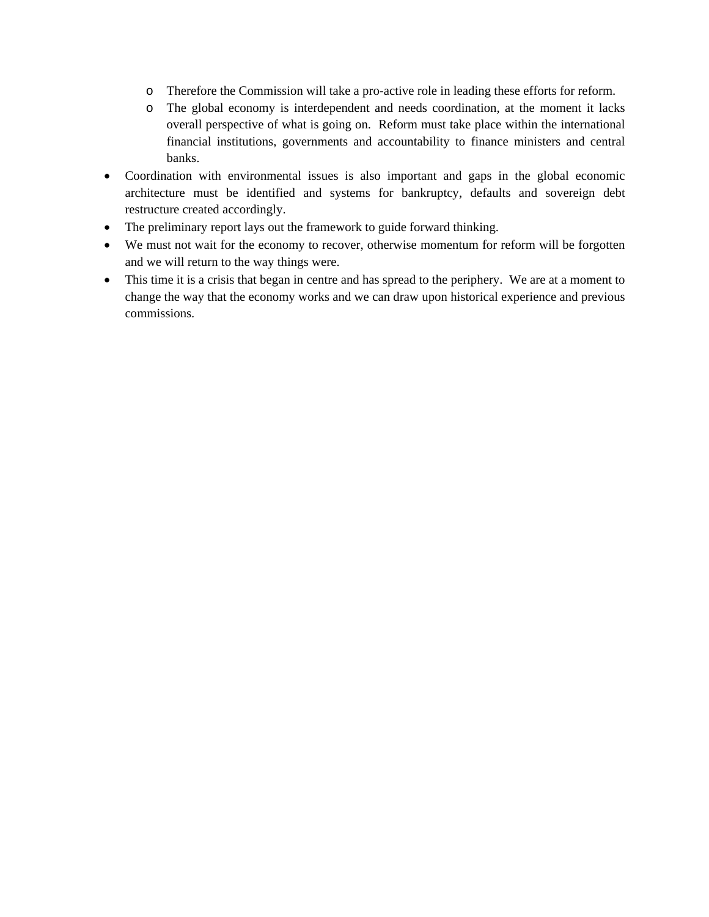- Therefore the Commission will take a pro-active role in leading these efforts for reform.
  - The global economy is interdependent and needs coordination, at the moment it lacks overall perspective of what is going on. Reform must take place within the international financial institutions, governments and accountability to finance ministers and central banks.
- Coordination with environmental issues is also important and gaps in the global economic architecture must be identified and systems for bankruptcy, defaults and sovereign debt restructure created accordingly.
- The preliminary report lays out the framework to guide forward thinking.
- We must not wait for the economy to recover, otherwise momentum for reform will be forgotten and we will return to the way things were.
- This time it is a crisis that began in centre and has spread to the periphery. We are at a moment to change the way that the economy works and we can draw upon historical experience and previous commissions.